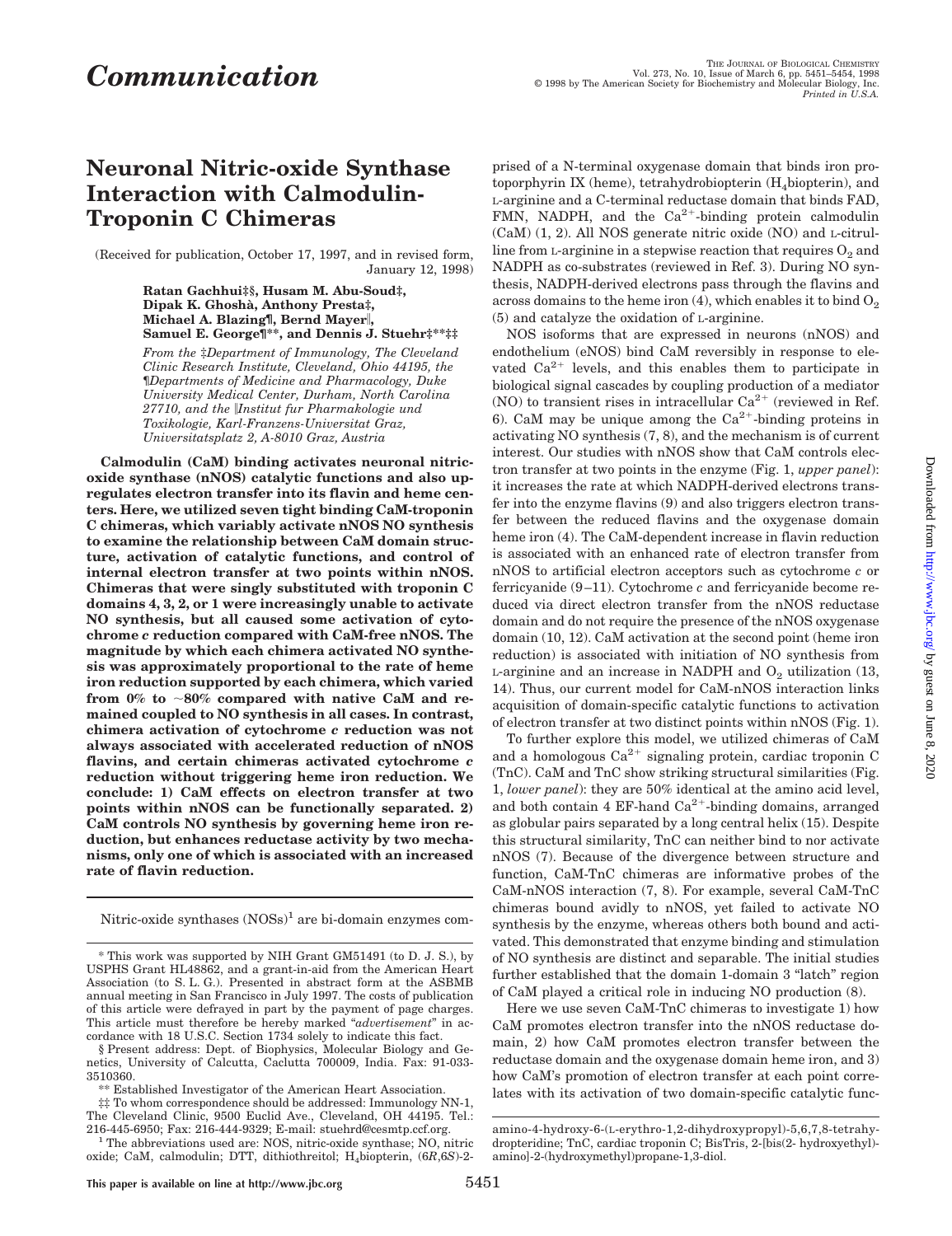# Communication

# Neuronal Nitric-oxide Synthase Interaction with Calmodulin-Troponin C Chimeras

(Received for publication, October 17, 1997, and in revised form, January 12, 1998)

**Ratan Gachhui‡§, Husam M. Abu-Soud‡, Dipak K. Ghoshà, Anthony Presta‡, Michael A. Blazing¶, Bernd Mayer‖, Samuel E. George¶\*\*, and Dennis J. Stuehr‡\*\*‡‡**

From the ‡Department of Immunology, The Cleveland Clinic Research Institute, Cleveland, Ohio 44195, the ¶Departments of Medicine and Pharmacology, Duke University Medical Center, Durham, North Carolina 27710, and the ‖Institut fur Pharmakologie und Toxikologie, Karl-Franzens-Universitat Graz, Universitatsplatz 2, A-8010 Graz, Austria

**Calmodulin (CaM) binding activates neuronal nitric-oxide synthase (nNOS) catalytic functions and also up-regulates electron transfer into its flavin and heme centers. Here, we utilized seven tight binding CaM-troponin C chimeras, which variably activate nNOS NO synthesis to examine the relationship between CaM domain structure, activation of catalytic functions, and control of internal electron transfer at two points within nNOS. Chimeras that were singly substituted with troponin C domains 4, 3, 2, or 1 were increasingly unable to activate NO synthesis, but all caused some activation of cytochrome *c* reduction compared with CaM-free nNOS. The magnitude by which each chimera activated NO synthesis was approximately proportional to the rate of heme iron reduction supported by each chimera, which varied from 0% to ~80% compared with native CaM and remained coupled to NO synthesis in all cases. In contrast, chimera activation of cytochrome *c* reduction was not always associated with accelerated reduction of nNOS flavins, and certain chimeras activated cytochrome *c* reduction without triggering heme iron reduction. We conclude: 1) CaM effects on electron transfer at two points within nNOS can be functionally separated. 2) CaM controls NO synthesis by governing heme iron reduction, but enhances reductase activity by two mechanisms, only one of which is associated with an increased rate of flavin reduction.**

Nitric-oxide synthases (NOSs)[1] are bi-domain enzymes comprised of a N-terminal oxygenase domain that binds iron protoporphyrin IX (heme), tetrahydrobiopterin ($H_4$biopterin), and L-arginine and a C-terminal reductase domain that binds FAD, FMN, NADPH, and the $Ca^{2+}$-binding protein calmodulin (CaM) (1, 2). All NOS generate nitric oxide (NO) and L-citrulline from L-arginine in a stepwise reaction that requires $O_2$ and NADPH as co-substrates (reviewed in Ref. 3). During NO synthesis, NADPH-derived electrons pass through the flavins and across domains to the heme iron (4), which enables it to bind $O_2$ (5) and catalyze the oxidation of L-arginine.

NOS isoforms that are expressed in neurons (nNOS) and endothelium (eNOS) bind CaM reversibly in response to elevated $Ca^{2+}$ levels, and this enables them to participate in biological signal cascades by coupling production of a mediator (NO) to transient rises in intracellular $Ca^{2+}$ (reviewed in Ref. 6). CaM may be unique among the $Ca^{2+}$-binding proteins in activating NO synthesis (7, 8), and the mechanism is of current interest. Our studies with nNOS show that CaM controls electron transfer at two points in the enzyme (Fig. 1, *upper panel*): it increases the rate at which NADPH-derived electrons transfer into the enzyme flavins (9) and also triggers electron transfer between the reduced flavins and the oxygenase domain heme iron (4). The CaM-dependent increase in flavin reduction is associated with an enhanced rate of electron transfer from nNOS to artificial electron acceptors such as cytochrome *c* or ferricyanide (9–11). Cytochrome *c* and ferricyanide become reduced via direct electron transfer from the nNOS reductase domain and do not require the presence of the nNOS oxygenase domain (10, 12). CaM activation at the second point (heme iron reduction) is associated with initiation of NO synthesis from L-arginine and an increase in NADPH and $O_2$ utilization (13, 14). Thus, our current model for CaM-nNOS interaction links acquisition of domain-specific catalytic functions to activation of electron transfer at two distinct points within nNOS (Fig. 1).

To further explore this model, we utilized chimeras of CaM and a homologous $Ca^{2+}$ signaling protein, cardiac troponin C (TnC). CaM and TnC show striking structural similarities (Fig. 1, *lower panel*): they are 50% identical at the amino acid level, and both contain 4 EF-hand $Ca^{2+}$-binding domains, arranged as globular pairs separated by a long central helix (15). Despite this structural similarity, TnC can neither bind to nor activate nNOS (7). Because of the divergence between structure and function, CaM-TnC chimeras are informative probes of the CaM-nNOS interaction (7, 8). For example, several CaM-TnC chimeras bound avidly to nNOS, yet failed to activate NO synthesis by the enzyme, whereas others both bound and activated. This demonstrated that enzyme binding and stimulation of NO synthesis are distinct and separable. The initial studies further established that the domain 1-domain 3 "latch" region of CaM played a critical role in inducing NO production (8).

Here we use seven CaM-TnC chimeras to investigate 1) how CaM promotes electron transfer into the nNOS reductase domain, 2) how CaM promotes electron transfer between the reductase domain and the oxygenase domain heme iron, and 3) how CaM's promotion of electron transfer at each point correlates with its activation of two domain-specific catalytic func-

---

\* This work was supported by NIH Grant GM51491 (to D. J. S.), by USPHS Grant HL48862, and a grant-in-aid from the American Heart Association (to S. L. G.). Presented in abstract form at the ASBMB annual meeting in San Francisco in July 1997. The costs of publication of this article were defrayed in part by the payment of page charges. This article must therefore be hereby marked "*advertisement*" in accordance with 18 U.S.C. Section 1734 solely to indicate this fact.

§ Present address: Dept. of Biophysics, Molecular Biology and Genetics, University of Calcutta, Caclutta 700009, India. Fax: 91-033-3510360.

\*\* Established Investigator of the American Heart Association.

‡‡ To whom correspondence should be addressed: Immunology NN-1, The Cleveland Clinic, 9500 Euclid Ave., Cleveland, OH 44195. Tel.: 216-445-6950; Fax: 216-444-9329; E-mail: stuehrd@cesmtp.ccf.org.

[1] The abbreviations used are: NOS, nitric-oxide synthase; NO, nitric oxide; CaM, calmodulin; DTT, dithiothreitol; $H_4$biopterin, (6*R*,6*S*)-2-amino-4-hydroxy-6-(L-erythro-1,2-dihydroxypropyl)-5,6,7,8-tetrahydropteridine; TnC, cardiac troponin C; BisTris, 2-[bis(2- hydroxyethyl)-amino]-2-(hydroxymethyl)propane-1,3-diol.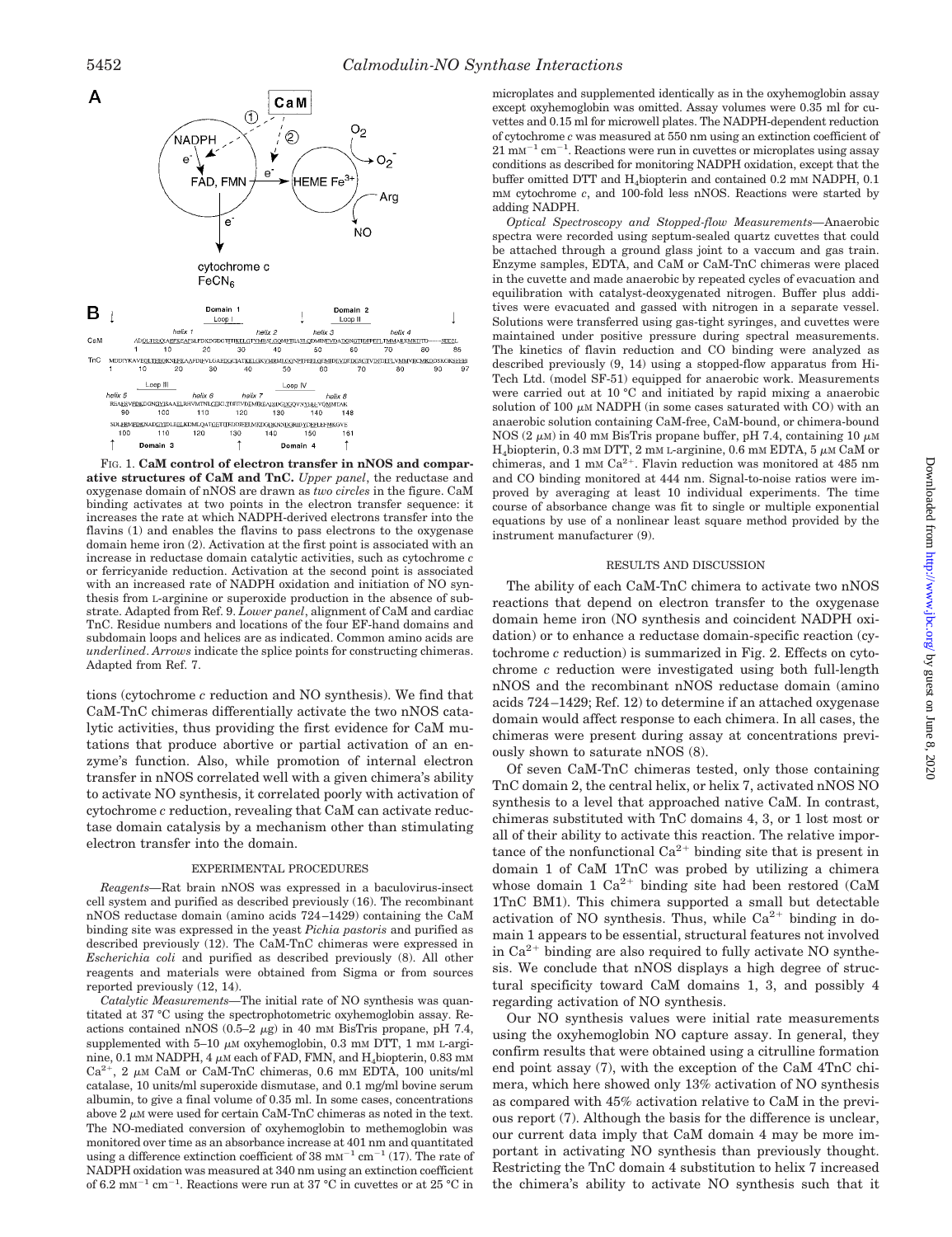FIG. 1. **CaM control of electron transfer in nNOS and comparative structures of CaM and TnC.** *Upper panel*, the reductase and oxygenase domain of nNOS are drawn as *two circles* in the figure. CaM binding activates at two points in the electron transfer sequence: it increases the rate at which NADPH-derived electrons transfer into the flavins (1) and enables the flavins to pass electrons to the oxygenase domain heme iron (2). Activation at the first point is associated with an increase in reductase domain catalytic activities, such as cytochrome *c* or ferricyanide reduction. Activation at the second point is associated with an increased rate of NADPH oxidation and initiation of NO synthesis from L-arginine or superoxide production in the absence of substrate. Adapted from Ref. 9. *Lower panel*, alignment of CaM and cardiac TnC. Residue numbers and locations of the four EF-hand domains and subdomain loops and helices are as indicated. Common amino acids are *underlined*. *Arrows* indicate the splice points for constructing chimeras. Adapted from Ref. 7.

tions (cytochrome *c* reduction and NO synthesis). We find that CaM-TnC chimeras differentially activate the two nNOS catalytic activities, thus providing the first evidence for CaM mutations that produce abortive or partial activation of an enzyme's function. Also, while promotion of internal electron transfer in nNOS correlated well with a given chimera's ability to activate NO synthesis, it correlated poorly with activation of cytochrome *c* reduction, revealing that CaM can activate reductase domain catalysis by a mechanism other than stimulating electron transfer into the domain.

## EXPERIMENTAL PROCEDURES

*Reagents*—Rat brain nNOS was expressed in a baculovirus-insect cell system and purified as described previously (16). The recombinant nNOS reductase domain (amino acids 724–1429) containing the CaM binding site was expressed in the yeast *Pichia pastoris* and purified as described previously (12). The CaM-TnC chimeras were expressed in *Escherichia coli* and purified as described previously (8). All other reagents and materials were obtained from Sigma or from sources reported previously (12, 14).

*Catalytic Measurements*—The initial rate of NO synthesis was quantitated at 37 °C using the spectrophotometric oxyhemoglobin assay. Reactions contained nNOS (0.5–2 μg) in 40 mM BisTris propane, pH 7.4, supplemented with 5–10 μM oxyhemoglobin, 0.3 mM DTT, 1 mM L-arginine, 0.1 mM NADPH, 4 μM each of FAD, FMN, and $H_4$biopterin, 0.83 mM $Ca^{2+}$, 2 μM CaM or CaM-TnC chimeras, 0.6 mM EDTA, 10 units/ml catalase, 10 units/ml superoxide dismutase, and 0.1 mg/ml bovine serum albumin, to give a final volume of 0.35 ml. In some cases, concentrations above 2 μM were used for certain CaM-TnC chimeras as noted in the text. The NO-mediated conversion of oxyhemoglobin to methemoglobin was monitored over time as an absorbance increase at 401 nm and quantitated using a difference extinction coefficient of 38 $mM^{-1}$ $cm^{-1}$ (17). The rate of NADPH oxidation was measured at 340 nm using an extinction coefficient of 6.2 $mM^{-1}$ $cm^{-1}$. Reactions were run at 37 °C in cuvettes or at 25 °C in microplates and supplemented identically as in the oxyhemoglobin assay except oxyhemoglobin was omitted. Assay volumes were 0.35 ml for cuvettes and 0.15 ml for microwell plates. The NADPH-dependent reduction of cytochrome *c* was measured at 550 nm using an extinction coefficient of 21 $mM^{-1}$ $cm^{-1}$. Reactions were run in cuvettes or microplates using assay conditions as described for monitoring NADPH oxidation, except that the buffer omitted DTT and $H_4$biopterin and contained 0.2 mM NADPH, 0.1 mM cytochrome *c*, and 100-fold less nNOS. Reactions were started by adding NADPH.

*Optical Spectroscopy and Stopped-flow Measurements*—Anaerobic spectra were recorded using septum-sealed quartz cuvettes that could be attached through a ground glass joint to a vaccum and gas train. Enzyme samples, EDTA, and CaM or CaM-TnC chimeras were placed in the cuvette and made anaerobic by repeated cycles of evacuation and equilibration with catalyst-deoxygenated nitrogen. Buffer plus additives were evacuated and gassed with nitrogen in a separate vessel. Solutions were transferred using gas-tight syringes, and cuvettes were maintained under positive pressure during spectral measurements. The kinetics of flavin reduction and CO binding were analyzed as described previously (9, 14) using a stopped-flow apparatus from Hi-Tech Ltd. (model SF-51) equipped for anaerobic work. Measurements were carried out at 10 °C and initiated by rapid mixing a anaerobic solution of 100 μM NADPH (in some cases saturated with CO) with an anaerobic solution containing CaM-free, CaM-bound, or chimera-bound NOS (2 μM) in 40 mM BisTris propane buffer, pH 7.4, containing 10 μM $H_4$biopterin, 0.3 mM DTT, 2 mM L-arginine, 0.6 mM EDTA, 5 μM CaM or chimeras, and 1 mM $Ca^{2+}$. Flavin reduction was monitored at 485 nm and CO binding monitored at 444 nm. Signal-to-noise ratios were improved by averaging at least 10 individual experiments. The time course of absorbance change was fit to single or multiple exponential equations by use of a nonlinear least square method provided by the instrument manufacturer (9).

## RESULTS AND DISCUSSION

The ability of each CaM-TnC chimera to activate two nNOS reactions that depend on electron transfer to the oxygenase domain heme iron (NO synthesis and coincident NADPH oxidation) or to enhance a reductase domain-specific reaction (cytochrome *c* reduction) is summarized in Fig. 2. Effects on cytochrome *c* reduction were investigated using both full-length nNOS and the recombinant nNOS reductase domain (amino acids 724–1429; Ref. 12) to determine if an attached oxygenase domain would affect response to each chimera. In all cases, the chimeras were present during assay at concentrations previously shown to saturate nNOS (8).

Of seven CaM-TnC chimeras tested, only those containing TnC domain 2, the central helix, or helix 7, activated nNOS NO synthesis to a level that approached native CaM. In contrast, chimeras substituted with TnC domains 4, 3, or 1 lost most or all of their ability to activate this reaction. The relative importance of the nonfunctional $Ca^{2+}$ binding site that is present in domain 1 of CaM 1TnC was probed by utilizing a chimera whose domain 1 $Ca^{2+}$ binding site had been restored (CaM 1TnC BM1). This chimera supported a small but detectable activation of NO synthesis. Thus, while $Ca^{2+}$ binding in domain 1 appears to be essential, structural features not involved in $Ca^{2+}$ binding are also required to fully activate NO synthesis. We conclude that nNOS displays a high degree of structural specificity toward CaM domains 1, 3, and possibly 4 regarding activation of NO synthesis.

Our NO synthesis values were initial rate measurements using the oxyhemoglobin NO capture assay. In general, they confirm results that were obtained using a citrulline formation end point assay (7), with the exception of the CaM 4TnC chimera, which here showed only 13% activation of NO synthesis as compared with 45% activation relative to CaM in the previous report (7). Although the basis for the difference is unclear, our current data imply that CaM domain 4 may be more important in activating NO synthesis than previously thought. Restricting the TnC domain 4 substitution to helix 7 increased the chimera's ability to activate NO synthesis such that it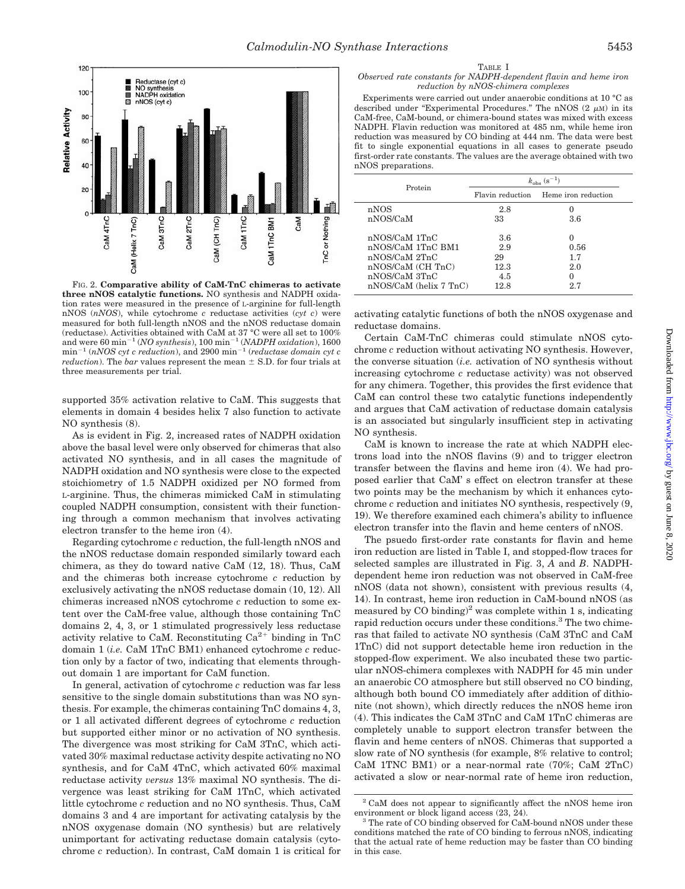FIG. 2. **Comparative ability of CaM-TnC chimeras to activate three nNOS catalytic functions.** NO synthesis and NADPH oxidation rates were measured in the presence of L-arginine for full-length nNOS (*nNOS*), while cytochrome *c* reductase activities (*cyt c*) were measured for both full-length nNOS and the nNOS reductase domain (reductase). Activities obtained with CaM at 37 °C were all set to 100% and were 60 $min^{-1}$ (*NO synthesis*), 100 $min^{-1}$ (*NADPH oxidation*), 1600 $min^{-1}$ (*nNOS cyt c reduction*), and 2900 $min^{-1}$ (*reductase domain cyt c reduction*). The *bar* values represent the mean ± S.D. for four trials at three measurements per trial.

supported 35% activation relative to CaM. This suggests that elements in domain 4 besides helix 7 also function to activate NO synthesis (8).

As is evident in Fig. 2, increased rates of NADPH oxidation above the basal level were only observed for chimeras that also activated NO synthesis, and in all cases the magnitude of NADPH oxidation and NO synthesis were close to the expected stoichiometry of 1.5 NADPH oxidized per NO formed from L-arginine. Thus, the chimeras mimicked CaM in stimulating coupled NADPH consumption, consistent with their functioning through a common mechanism that involves activating electron transfer to the heme iron (4).

Regarding cytochrome *c* reduction, the full-length nNOS and the nNOS reductase domain responded similarly toward each chimera, as they do toward native CaM (12, 18). Thus, CaM and the chimeras both increase cytochrome *c* reduction by exclusively activating the nNOS reductase domain (10, 12). All chimeras increased nNOS cytochrome *c* reduction to some extent over the CaM-free value, although those containing TnC domains 2, 4, 3, or 1 stimulated progressively less reductase activity relative to CaM. Reconstituting $Ca^{2+}$ binding in TnC domain 1 (*i.e.* CaM 1TnC BM1) enhanced cytochrome *c* reduction only by a factor of two, indicating that elements throughout domain 1 are important for CaM function.

In general, activation of cytochrome *c* reduction was far less sensitive to the single domain substitutions than was NO synthesis. For example, the chimeras containing TnC domains 4, 3, or 1 all activated different degrees of cytochrome *c* reduction but supported either minor or no activation of NO synthesis. The divergence was most striking for CaM 3TnC, which activated 30% maximal reductase activity despite activating no NO synthesis, and for CaM 4TnC, which activated 60% maximal reductase activity *versus* 13% maximal NO synthesis. The divergence was least striking for CaM 1TnC, which activated little cytochrome *c* reduction and no NO synthesis. Thus, CaM domains 3 and 4 are important for activating catalysis by the nNOS oxygenase domain (NO synthesis) but are relatively unimportant for activating reductase domain catalysis (cytochrome *c* reduction). In contrast, CaM domain 1 is critical for

TABLE I
*Observed rate constants for NADPH-dependent flavin and heme iron reduction by nNOS-chimera complexes*

Experiments were carried out under anaerobic conditions at 10 °C as described under "Experimental Procedures." The nNOS (2 μM) in its CaM-free, CaM-bound, or chimera-bound states was mixed with excess NADPH. Flavin reduction was monitored at 485 nm, while heme iron reduction was measured by CO binding at 444 nm. The data were best fit to single exponential equations in all cases to generate pseudo first-order rate constants. The values are the average obtained with two nNOS preparations.

| Protein | $k_{obs}$ ($s^{-1}$) | |
|---|---|---|
| | Flavin reduction | Heme iron reduction |
| nNOS | 2.8 | 0 |
| nNOS/CaM | 33 | 3.6 |
| nNOS/CaM 1TnC | 3.6 | 0 |
| nNOS/CaM 1TnC BM1 | 2.9 | 0.56 |
| nNOS/CaM 2TnC | 29 | 1.7 |
| nNOS/CaM (CH TnC) | 12.3 | 2.0 |
| nNOS/CaM 3TnC | 4.5 | 0 |
| nNOS/CaM (helix 7 TnC) | 12.8 | 2.7 |

activating catalytic functions of both the nNOS oxygenase and reductase domains.

Certain CaM-TnC chimeras could stimulate nNOS cytochrome *c* reduction without activating NO synthesis. However, the converse situation (*i.e.* activation of NO synthesis without increasing cytochrome *c* reductase activity) was not observed for any chimera. Together, this provides the first evidence that CaM can control these two catalytic functions independently and argues that CaM activation of reductase domain catalysis is an associated but singularly insufficient step in activating NO synthesis.

CaM is known to increase the rate at which NADPH electrons load into the nNOS flavins (9) and to trigger electron transfer between the flavins and heme iron (4). We had proposed earlier that CaM' s effect on electron transfer at these two points may be the mechanism by which it enhances cytochrome *c* reduction and initiates NO synthesis, respectively (9, 19). We therefore examined each chimera's ability to influence electron transfer into the flavin and heme centers of nNOS.

The psuedo first-order rate constants for flavin and heme iron reduction are listed in Table I, and stopped-flow traces for selected samples are illustrated in Fig. 3, *A* and *B*. NADPH-dependent heme iron reduction was not observed in CaM-free nNOS (data not shown), consistent with previous results (4, 14). In contrast, heme iron reduction in CaM-bound nNOS (as measured by CO binding)[2] was complete within 1 s, indicating rapid reduction occurs under these conditions.[3] The two chimeras that failed to activate NO synthesis (CaM 3TnC and CaM 1TnC) did not support detectable heme iron reduction in the stopped-flow experiment. We also incubated these two particular nNOS-chimera complexes with NADPH for 45 min under an anaerobic CO atmosphere but still observed no CO binding, although both bound CO immediately after addition of dithionite (not shown), which directly reduces the nNOS heme iron (4). This indicates the CaM 3TnC and CaM 1TnC chimeras are completely unable to support electron transfer between the flavin and heme centers of nNOS. Chimeras that supported a slow rate of NO synthesis (for example, 8% relative to control; CaM 1TNC BM1) or a near-normal rate (70%; CaM 2TnC) activated a slow or near-normal rate of heme iron reduction,

[2] CaM does not appear to significantly affect the nNOS heme iron environment or block ligand access (23, 24).

[3] The rate of CO binding observed for CaM-bound nNOS under these conditions matched the rate of CO binding to ferrous nNOS, indicating that the actual rate of heme reduction may be faster than CO binding in this case.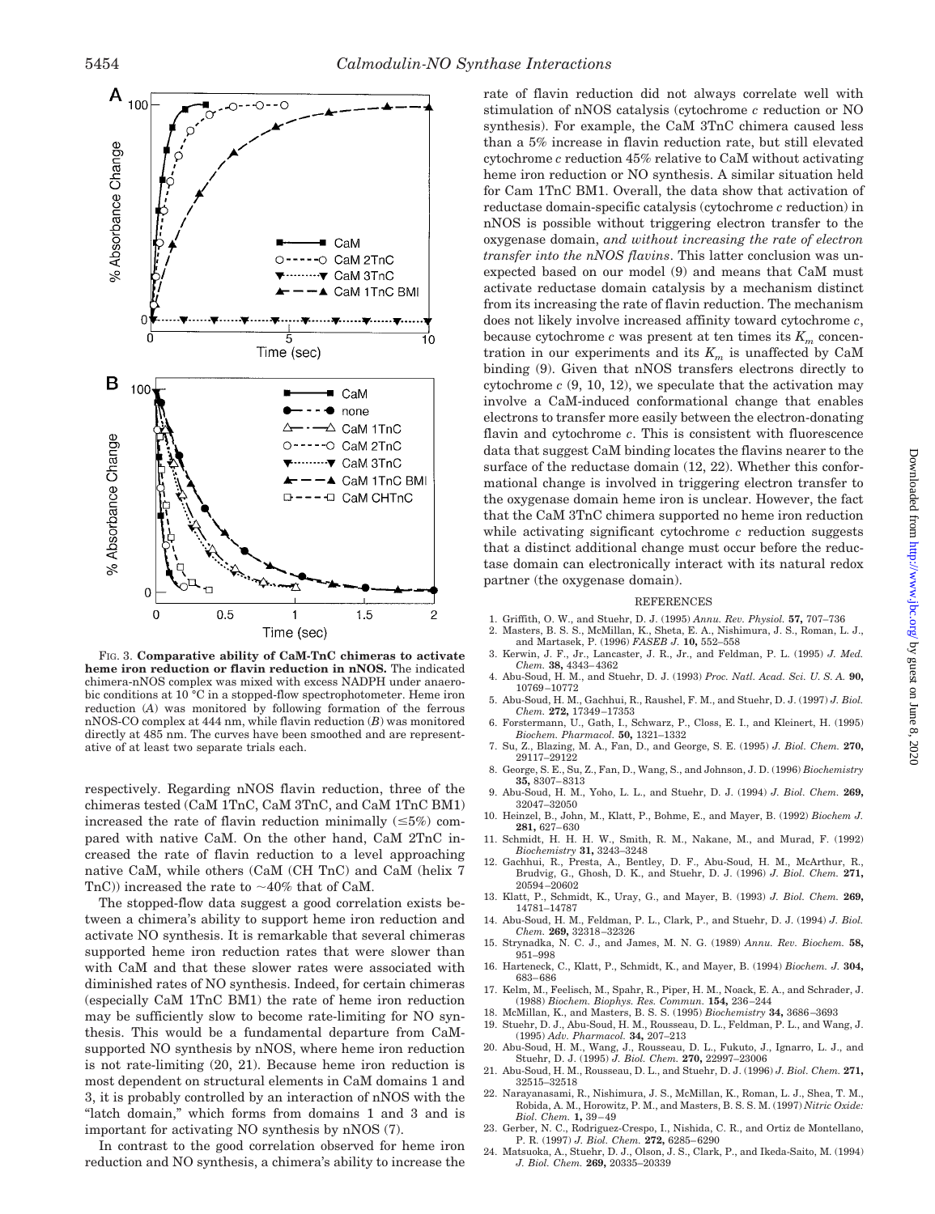FIG. 3. **Comparative ability of CaM-TnC chimeras to activate heme iron reduction or flavin reduction in nNOS.** The indicated chimera-nNOS complex was mixed with excess NADPH under anaerobic conditions at 10 °C in a stopped-flow spectrophotometer. Heme iron reduction (*A*) was monitored by following formation of the ferrous nNOS-CO complex at 444 nm, while flavin reduction (*B*) was monitored directly at 485 nm. The curves have been smoothed and are representative of at least two separate trials each.

respectively. Regarding nNOS flavin reduction, three of the chimeras tested (CaM 1TnC, CaM 3TnC, and CaM 1TnC BM1) increased the rate of flavin reduction minimally (≤5%) compared with native CaM. On the other hand, CaM 2TnC increased the rate of flavin reduction to a level approaching native CaM, while others (CaM (CH TnC) and CaM (helix 7 TnC)) increased the rate to ~40% that of CaM.

The stopped-flow data suggest a good correlation exists between a chimera's ability to support heme iron reduction and activate NO synthesis. It is remarkable that several chimeras supported heme iron reduction rates that were slower than with CaM and that these slower rates were associated with diminished rates of NO synthesis. Indeed, for certain chimeras (especially CaM 1TnC BM1) the rate of heme iron reduction may be sufficiently slow to become rate-limiting for NO synthesis. This would be a fundamental departure from CaM-supported NO synthesis by nNOS, where heme iron reduction is not rate-limiting (20, 21). Because heme iron reduction is most dependent on structural elements in CaM domains 1 and 3, it is probably controlled by an interaction of nNOS with the "latch domain," which forms from domains 1 and 3 and is important for activating NO synthesis by nNOS (7).

In contrast to the good correlation observed for heme iron reduction and NO synthesis, a chimera's ability to increase the rate of flavin reduction did not always correlate well with stimulation of nNOS catalysis (cytochrome *c* reduction or NO synthesis). For example, the CaM 3TnC chimera caused less than a 5% increase in flavin reduction rate, but still elevated cytochrome *c* reduction 45% relative to CaM without activating heme iron reduction or NO synthesis. A similar situation held for Cam 1TnC BM1. Overall, the data show that activation of reductase domain-specific catalysis (cytochrome *c* reduction) in nNOS is possible without triggering electron transfer to the oxygenase domain, *and without increasing the rate of electron transfer into the nNOS flavins*. This latter conclusion was unexpected based on our model (9) and means that CaM must activate reductase domain catalysis by a mechanism distinct from its increasing the rate of flavin reduction. The mechanism does not likely involve increased affinity toward cytochrome *c*, because cytochrome *c* was present at ten times its $K_m$ concentration in our experiments and its $K_m$ is unaffected by CaM binding (9). Given that nNOS transfers electrons directly to cytochrome *c* (9, 10, 12), we speculate that the activation may involve a CaM-induced conformational change that enables electrons to transfer more easily between the electron-donating flavin and cytochrome *c*. This is consistent with fluorescence data that suggest CaM binding locates the flavins nearer to the surface of the reductase domain (12, 22). Whether this conformational change is involved in triggering electron transfer to the oxygenase domain heme iron is unclear. However, the fact that the CaM 3TnC chimera supported no heme iron reduction while activating significant cytochrome *c* reduction suggests that a distinct additional change must occur before the reductase domain can electronically interact with its natural redox partner (the oxygenase domain).

## REFERENCES

1. Griffith, O. W., and Stuehr, D. J. (1995) *Annu. Rev. Physiol.* **57,** 707–736
2. Masters, B. S. S., McMillan, K., Sheta, E. A., Nishimura, J. S., Roman, L. J., and Martasek, P. (1996) *FASEB J.* **10,** 552–558
3. Kerwin, J. F., Jr., Lancaster, J. R., Jr., and Feldman, P. L. (1995) *J. Med. Chem.* **38,** 4343–4362
4. Abu-Soud, H. M., and Stuehr, D. J. (1993) *Proc. Natl. Acad. Sci. U. S. A.* **90,** 10769–10772
5. Abu-Soud, H. M., Gachhui, R., Raushel, F. M., and Stuehr, D. J. (1997) *J. Biol. Chem.* **272,** 17349–17353
6. Forstermann, U., Gath, I., Schwarz, P., Closs, E. I., and Kleinert, H. (1995) *Biochem. Pharmacol.* **50,** 1321–1332
7. Su, Z., Blazing, M. A., Fan, D., and George, S. E. (1995) *J. Biol. Chem.* **270,** 29117–29122
8. George, S. E., Su, Z., Fan, D., Wang, S., and Johnson, J. D. (1996) *Biochemistry* **35,** 8307–8313
9. Abu-Soud, H. M., Yoho, L. L., and Stuehr, D. J. (1994) *J. Biol. Chem.* **269,** 32047–32050
10. Heinzel, B., John, M., Klatt, P., Bohme, E., and Mayer, B. (1992) *Biochem J.* **281,** 627–630
11. Schmidt, H. H. H. W., Smith, R. M., Nakane, M., and Murad, F. (1992) *Biochemistry* **31,** 3243–3248
12. Gachhui, R., Presta, A., Bentley, D. F., Abu-Soud, H. M., McArthur, R., Brudvig, G., Ghosh, D. K., and Stuehr, D. J. (1996) *J. Biol. Chem.* **271,** 20594–20602
13. Klatt, P., Schmidt, K., Uray, G., and Mayer, B. (1993) *J. Biol. Chem.* **269,** 14781–14787
14. Abu-Soud, H. M., Feldman, P. L., Clark, P., and Stuehr, D. J. (1994) *J. Biol. Chem.* **269,** 32318–32326
15. Strynadka, N. C. J., and James, M. N. G. (1989) *Annu. Rev. Biochem.* **58,** 951–998
16. Harteneck, C., Klatt, P., Schmidt, K., and Mayer, B. (1994) *Biochem. J.* **304,** 683–686
17. Kelm, M., Feelisch, M., Spahr, R., Piper, H. M., Noack, E. A., and Schrader, J. (1988) *Biochem. Biophys. Res. Commun.* **154,** 236–244
18. McMillan, K., and Masters, B. S. S. (1995) *Biochemistry* **34,** 3686–3693
19. Stuehr, D. J., Abu-Soud, H. M., Rousseau, D. L., Feldman, P. L., and Wang, J. (1995) *Adv. Pharmacol.* **34,** 207–213
20. Abu-Soud, H. M., Wang, J., Rousseau, D. L., Fukuto, J., Ignarro, L. J., and Stuehr, D. J. (1995) *J. Biol. Chem.* **270,** 22997–23006
21. Abu-Soud, H. M., Rousseau, D. L., and Stuehr, D. J. (1996) *J. Biol. Chem.* **271,** 32515–32518
22. Narayanasami, R., Nishimura, J. S., McMillan, K., Roman, L. J., Shea, T. M., Robida, A. M., Horowitz, P. M., and Masters, B. S. S. M. (1997) *Nitric Oxide: Biol. Chem.* **1,** 39–49
23. Gerber, N. C., Rodriguez-Crespo, I., Nishida, C. R., and Ortiz de Montellano, P. R. (1997) *J. Biol. Chem.* **272,** 6285–6290
24. Matsuoka, A., Stuehr, D. J., Olson, J. S., Clark, P., and Ikeda-Saito, M. (1994) *J. Biol. Chem.* **269,** 20335–20339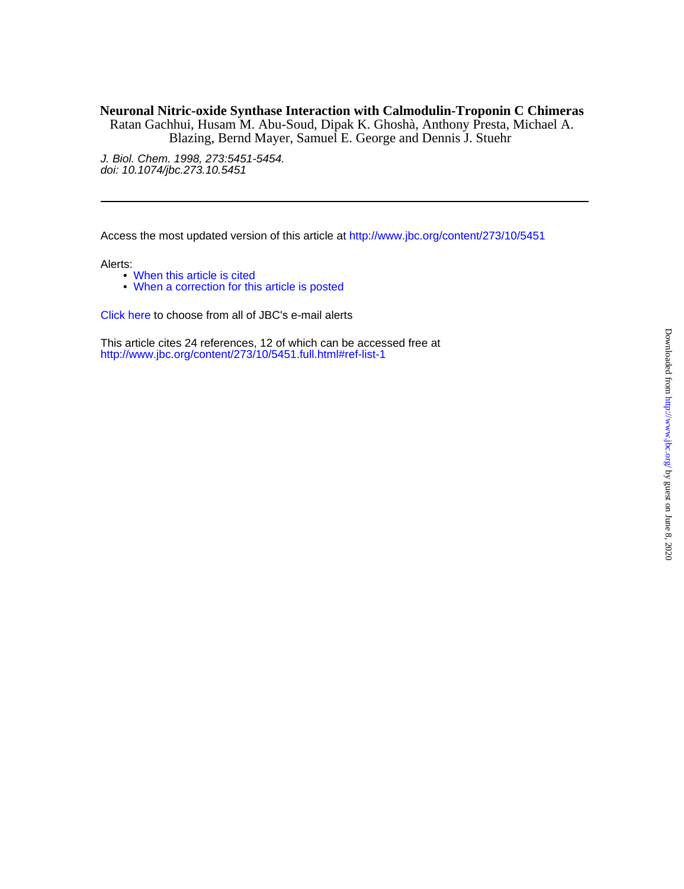**Neuronal Nitric-oxide Synthase Interaction with Calmodulin-Troponin C Chimeras**

Ratan Gachhui, Husam M. Abu-Soud, Dipak K. Ghoshà, Anthony Presta, Michael A. Blazing, Bernd Mayer, Samuel E. George and Dennis J. Stuehr

*J. Biol. Chem. 1998, 273:5451-5454.*
*doi: 10.1074/jbc.273.10.5451*

---

Access the most updated version of this article at http://www.jbc.org/content/273/10/5451

Alerts:

- When this article is cited
- When a correction for this article is posted

Click here to choose from all of JBC's e-mail alerts

This article cites 24 references, 12 of which can be accessed free at
http://www.jbc.org/content/273/10/5451.full.html#ref-list-1

Downloaded from http://www.jbc.org/ by guest on June 8, 2020